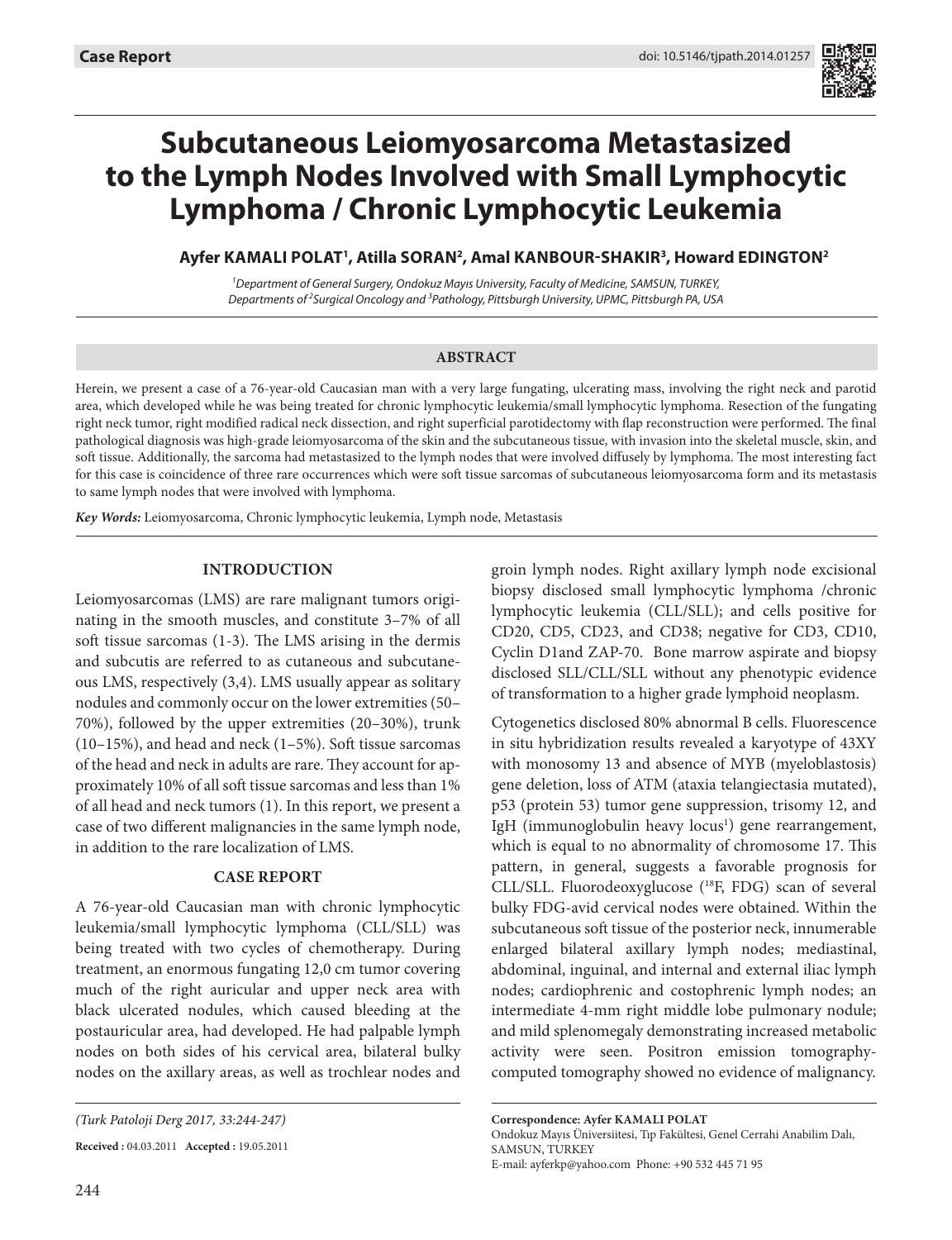**Case Report**

doi: 10.5146/tjpath.2014.01257

# Subcutaneous Leiomyosarcoma Metastasized to the Lymph Nodes Involved with Small Lymphocytic Lymphoma / Chronic Lymphocytic Leukemia

**Ayfer KAMALI POLAT[1], Atilla SORAN[2], Amal KANBOUR-SHAKIR[3], Howard EDINGTON[2]**

[1]*Department of General Surgery, Ondokuz Mayıs University, Faculty of Medicine, SAMSUN, TURKEY,*
*Departments of [2]Surgical Oncology and [3]Pathology, Pittsburgh University, UPMC, Pittsburgh PA, USA*

## ABSTRACT

Herein, we present a case of a 76-year-old Caucasian man with a very large fungating, ulcerating mass, involving the right neck and parotid area, which developed while he was being treated for chronic lymphocytic leukemia/small lymphocytic lymphoma. Resection of the fungating right neck tumor, right modified radical neck dissection, and right superficial parotidectomy with flap reconstruction were performed. The final pathological diagnosis was high-grade leiomyosarcoma of the skin and the subcutaneous tissue, with invasion into the skeletal muscle, skin, and soft tissue. Additionally, the sarcoma had metastasized to the lymph nodes that were involved diffusely by lymphoma. The most interesting fact for this case is coincidence of three rare occurrences which were soft tissue sarcomas of subcutaneous leiomyosarcoma form and its metastasis to same lymph nodes that were involved with lymphoma.

*Key Words:* Leiomyosarcoma, Chronic lymphocytic leukemia, Lymph node, Metastasis

## INTRODUCTION

Leiomyosarcomas (LMS) are rare malignant tumors originating in the smooth muscles, and constitute 3–7% of all soft tissue sarcomas (1-3). The LMS arising in the dermis and subcutis are referred to as cutaneous and subcutaneous LMS, respectively (3,4). LMS usually appear as solitary nodules and commonly occur on the lower extremities (50–70%), followed by the upper extremities (20–30%), trunk (10–15%), and head and neck (1–5%). Soft tissue sarcomas of the head and neck in adults are rare. They account for approximately 10% of all soft tissue sarcomas and less than 1% of all head and neck tumors (1). In this report, we present a case of two different malignancies in the same lymph node, in addition to the rare localization of LMS.

## CASE REPORT

A 76-year-old Caucasian man with chronic lymphocytic leukemia/small lymphocytic lymphoma (CLL/SLL) was being treated with two cycles of chemotherapy. During treatment, an enormous fungating 12,0 cm tumor covering much of the right auricular and upper neck area with black ulcerated nodules, which caused bleeding at the postauricular area, had developed. He had palpable lymph nodes on both sides of his cervical area, bilateral bulky nodes on the axillary areas, as well as trochlear nodes and groin lymph nodes. Right axillary lymph node excisional biopsy disclosed small lymphocytic lymphoma /chronic lymphocytic leukemia (CLL/SLL); and cells positive for CD20, CD5, CD23, and CD38; negative for CD3, CD10, Cyclin D1and ZAP-70. Bone marrow aspirate and biopsy disclosed SLL/CLL/SLL without any phenotypic evidence of transformation to a higher grade lymphoid neoplasm.

Cytogenetics disclosed 80% abnormal B cells. Fluorescence in situ hybridization results revealed a karyotype of 43XY with monosomy 13 and absence of MYB (myeloblastosis) gene deletion, loss of ATM (ataxia telangiectasia mutated), p53 (protein 53) tumor gene suppression, trisomy 12, and IgH (immunoglobulin heavy locus[1]) gene rearrangement, which is equal to no abnormality of chromosome 17. This pattern, in general, suggests a favorable prognosis for CLL/SLL. Fluorodeoxyglucose ($^{18}$F, FDG) scan of several bulky FDG-avid cervical nodes were obtained. Within the subcutaneous soft tissue of the posterior neck, innumerable enlarged bilateral axillary lymph nodes; mediastinal, abdominal, inguinal, and internal and external iliac lymph nodes; cardiophrenic and costophrenic lymph nodes; an intermediate 4-mm right middle lobe pulmonary nodule; and mild splenomegaly demonstrating increased metabolic activity were seen. Positron emission tomography-computed tomography showed no evidence of malignancy.

*(Turk Patoloji Derg 2017, 33:244-247)*

**Received :** 04.03.2011 **Accepted :** 19.05.2011

**Correspondence: Ayfer KAMALI POLAT**
Ondokuz Mayıs Üniversiitesi, Tıp Fakültesi, Genel Cerrahi Anabilim Dalı, SAMSUN, TURKEY
E-mail: ayferkp@yahoo.com Phone: +90 532 445 71 95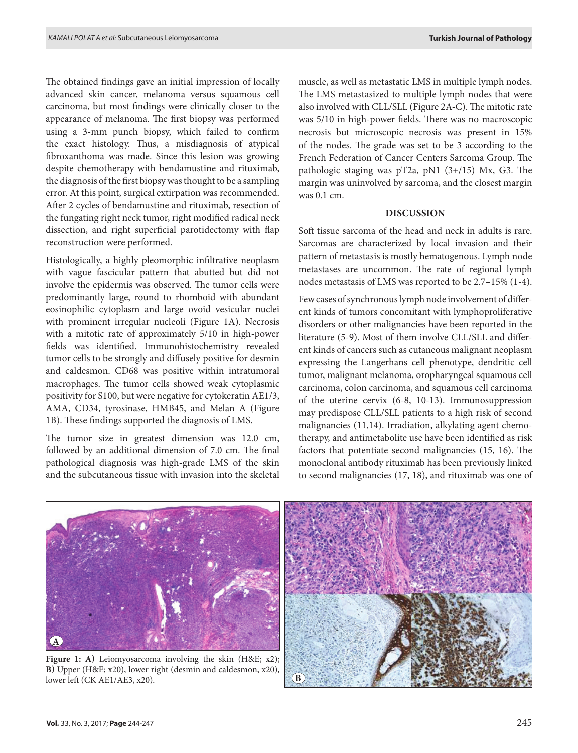The obtained findings gave an initial impression of locally advanced skin cancer, melanoma versus squamous cell carcinoma, but most findings were clinically closer to the appearance of melanoma. The first biopsy was performed using a 3-mm punch biopsy, which failed to confirm the exact histology. Thus, a misdiagnosis of atypical fibroxanthoma was made. Since this lesion was growing despite chemotherapy with bendamustine and rituximab, the diagnosis of the first biopsy was thought to be a sampling error. At this point, surgical extirpation was recommended. After 2 cycles of bendamustine and rituximab, resection of the fungating right neck tumor, right modified radical neck dissection, and right superficial parotidectomy with flap reconstruction were performed.

Histologically, a highly pleomorphic infiltrative neoplasm with vague fascicular pattern that abutted but did not involve the epidermis was observed. The tumor cells were predominantly large, round to rhomboid with abundant eosinophilic cytoplasm and large ovoid vesicular nuclei with prominent irregular nucleoli (Figure 1A). Necrosis with a mitotic rate of approximately 5/10 in high-power fields was identified. Immunohistochemistry revealed tumor cells to be strongly and diffusely positive for desmin and caldesmon. CD68 was positive within intratumoral macrophages. The tumor cells showed weak cytoplasmic positivity for S100, but were negative for cytokeratin AE1/3, AMA, CD34, tyrosinase, HMB45, and Melan A (Figure 1B). These findings supported the diagnosis of LMS.

The tumor size in greatest dimension was 12.0 cm, followed by an additional dimension of 7.0 cm. The final pathological diagnosis was high-grade LMS of the skin and the subcutaneous tissue with invasion into the skeletal muscle, as well as metastatic LMS in multiple lymph nodes. The LMS metastasized to multiple lymph nodes that were also involved with CLL/SLL (Figure 2A-C). The mitotic rate was 5/10 in high-power fields. There was no macroscopic necrosis but microscopic necrosis was present in 15% of the nodes. The grade was set to be 3 according to the French Federation of Cancer Centers Sarcoma Group. The pathologic staging was pT2a, pN1 (3+/15) Mx, G3. The margin was uninvolved by sarcoma, and the closest margin was 0.1 cm.

## DISCUSSION

Soft tissue sarcoma of the head and neck in adults is rare. Sarcomas are characterized by local invasion and their pattern of metastasis is mostly hematogenous. Lymph node metastases are uncommon. The rate of regional lymph nodes metastasis of LMS was reported to be 2.7–15% (1-4).

Few cases of synchronous lymph node involvement of different kinds of tumors concomitant with lymphoproliferative disorders or other malignancies have been reported in the literature (5-9). Most of them involve CLL/SLL and different kinds of cancers such as cutaneous malignant neoplasm expressing the Langerhans cell phenotype, dendritic cell tumor, malignant melanoma, oropharyngeal squamous cell carcinoma, colon carcinoma, and squamous cell carcinoma of the uterine cervix (6-8, 10-13). Immunosuppression may predispose CLL/SLL patients to a high risk of second malignancies (11,14). Irradiation, alkylating agent chemotherapy, and antimetabolite use have been identified as risk factors that potentiate second malignancies (15, 16). The monoclonal antibody rituximab has been previously linked to second malignancies (17, 18), and rituximab was one of

**Figure 1: A)** Leiomyosarcoma involving the skin (H&E; x2); **B)** Upper (H&E; x20), lower right (desmin and caldesmon, x20), lower left (CK AE1/AE3, x20).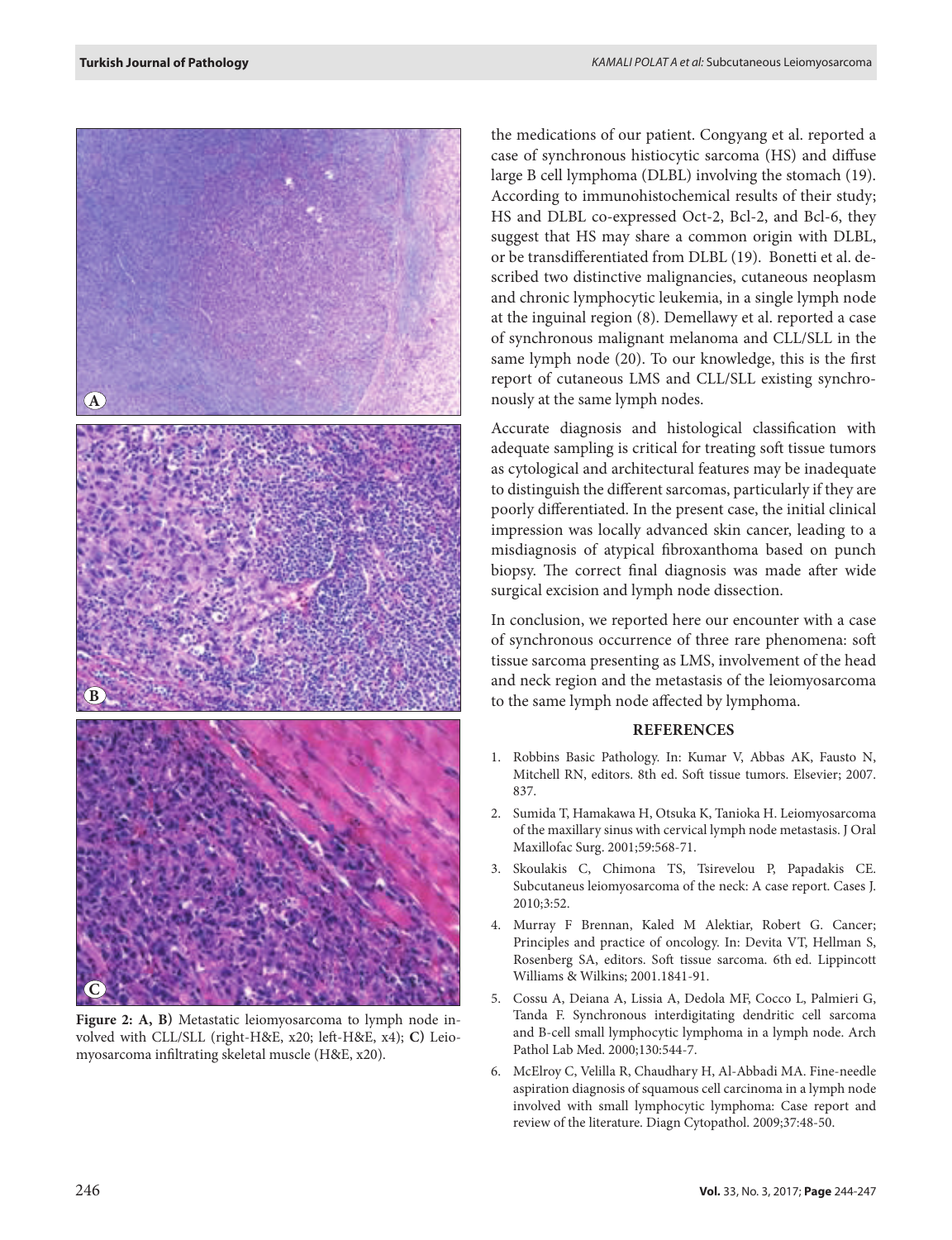Figure 2: A, B) Metastatic leiomyosarcoma to lymph node involved with CLL/SLL (right-H&E, x20; left-H&E, x4); C) Leiomyosarcoma infiltrating skeletal muscle (H&E, x20).

the medications of our patient. Congyang et al. reported a case of synchronous histiocytic sarcoma (HS) and diffuse large B cell lymphoma (DLBL) involving the stomach (19). According to immunohistochemical results of their study; HS and DLBL co-expressed Oct-2, Bcl-2, and Bcl-6, they suggest that HS may share a common origin with DLBL, or be transdifferentiated from DLBL (19). Bonetti et al. described two distinctive malignancies, cutaneous neoplasm and chronic lymphocytic leukemia, in a single lymph node at the inguinal region (8). Demellawy et al. reported a case of synchronous malignant melanoma and CLL/SLL in the same lymph node (20). To our knowledge, this is the first report of cutaneous LMS and CLL/SLL existing synchronously at the same lymph nodes.

Accurate diagnosis and histological classification with adequate sampling is critical for treating soft tissue tumors as cytological and architectural features may be inadequate to distinguish the different sarcomas, particularly if they are poorly differentiated. In the present case, the initial clinical impression was locally advanced skin cancer, leading to a misdiagnosis of atypical fibroxanthoma based on punch biopsy. The correct final diagnosis was made after wide surgical excision and lymph node dissection.

In conclusion, we reported here our encounter with a case of synchronous occurrence of three rare phenomena: soft tissue sarcoma presenting as LMS, involvement of the head and neck region and the metastasis of the leiomyosarcoma to the same lymph node affected by lymphoma.

## REFERENCES

1. Robbins Basic Pathology. In: Kumar V, Abbas AK, Fausto N, Mitchell RN, editors. 8th ed. Soft tissue tumors. Elsevier; 2007. 837.
2. Sumida T, Hamakawa H, Otsuka K, Tanioka H. Leiomyosarcoma of the maxillary sinus with cervical lymph node metastasis. J Oral Maxillofac Surg. 2001;59:568-71.
3. Skoulakis C, Chimona TS, Tsirevelou P, Papadakis CE. Subcutaneus leiomyosarcoma of the neck: A case report. Cases J. 2010;3:52.
4. Murray F Brennan, Kaled M Alektiar, Robert G. Cancer; Principles and practice of oncology. In: Devita VT, Hellman S, Rosenberg SA, editors. Soft tissue sarcoma. 6th ed. Lippincott Williams & Wilkins; 2001.1841-91.
5. Cossu A, Deiana A, Lissia A, Dedola MF, Cocco L, Palmieri G, Tanda F. Synchronous interdigitating dendritic cell sarcoma and B-cell small lymphocytic lymphoma in a lymph node. Arch Pathol Lab Med. 2000;130:544-7.
6. McElroy C, Velilla R, Chaudhary H, Al-Abbadi MA. Fine-needle aspiration diagnosis of squamous cell carcinoma in a lymph node involved with small lymphocytic lymphoma: Case report and review of the literature. Diagn Cytopathol. 2009;37:48-50.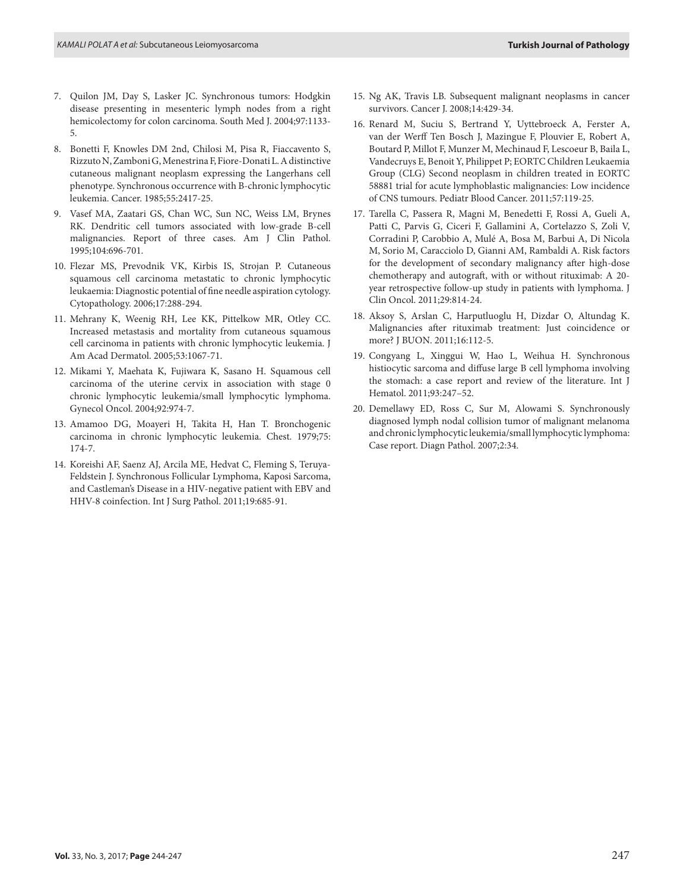7. Quilon JM, Day S, Lasker JC. Synchronous tumors: Hodgkin disease presenting in mesenteric lymph nodes from a right hemicolectomy for colon carcinoma. South Med J. 2004;97:1133-5.
8. Bonetti F, Knowles DM 2nd, Chilosi M, Pisa R, Fiaccavento S, Rizzuto N, Zamboni G, Menestrina F, Fiore-Donati L. A distinctive cutaneous malignant neoplasm expressing the Langerhans cell phenotype. Synchronous occurrence with B-chronic lymphocytic leukemia. Cancer. 1985;55:2417-25.
9. Vasef MA, Zaatari GS, Chan WC, Sun NC, Weiss LM, Brynes RK. Dendritic cell tumors associated with low-grade B-cell malignancies. Report of three cases. Am J Clin Pathol. 1995;104:696-701.
10. Flezar MS, Prevodnik VK, Kirbis IS, Strojan P. Cutaneous squamous cell carcinoma metastatic to chronic lymphocytic leukaemia: Diagnostic potential of fine needle aspiration cytology. Cytopathology. 2006;17:288-294.
11. Mehrany K, Weenig RH, Lee KK, Pittelkow MR, Otley CC. Increased metastasis and mortality from cutaneous squamous cell carcinoma in patients with chronic lymphocytic leukemia. J Am Acad Dermatol. 2005;53:1067-71.
12. Mikami Y, Maehata K, Fujiwara K, Sasano H. Squamous cell carcinoma of the uterine cervix in association with stage 0 chronic lymphocytic leukemia/small lymphocytic lymphoma. Gynecol Oncol. 2004;92:974-7.
13. Amamoo DG, Moayeri H, Takita H, Han T. Bronchogenic carcinoma in chronic lymphocytic leukemia. Chest. 1979;75: 174-7.
14. Koreishi AF, Saenz AJ, Arcila ME, Hedvat C, Fleming S, Teruya-Feldstein J. Synchronous Follicular Lymphoma, Kaposi Sarcoma, and Castleman's Disease in a HIV-negative patient with EBV and HHV-8 coinfection. Int J Surg Pathol. 2011;19:685-91.
15. Ng AK, Travis LB. Subsequent malignant neoplasms in cancer survivors. Cancer J. 2008;14:429-34.
16. Renard M, Suciu S, Bertrand Y, Uyttebroeck A, Ferster A, van der Werff Ten Bosch J, Mazingue F, Plouvier E, Robert A, Boutard P, Millot F, Munzer M, Mechinaud F, Lescoeur B, Baila L, Vandecruys E, Benoit Y, Philippet P; EORTC Children Leukaemia Group (CLG) Second neoplasm in children treated in EORTC 58881 trial for acute lymphoblastic malignancies: Low incidence of CNS tumours. Pediatr Blood Cancer. 2011;57:119-25.
17. Tarella C, Passera R, Magni M, Benedetti F, Rossi A, Gueli A, Patti C, Parvis G, Ciceri F, Gallamini A, Cortelazzo S, Zoli V, Corradini P, Carobbio A, Mulé A, Bosa M, Barbui A, Di Nicola M, Sorio M, Caracciolo D, Gianni AM, Rambaldi A. Risk factors for the development of secondary malignancy after high-dose chemotherapy and autograft, with or without rituximab: A 20-year retrospective follow-up study in patients with lymphoma. J Clin Oncol. 2011;29:814-24.
18. Aksoy S, Arslan C, Harputluoglu H, Dizdar O, Altundag K. Malignancies after rituximab treatment: Just coincidence or more? J BUON. 2011;16:112-5.
19. Congyang L, Xinggui W, Hao L, Weihua H. Synchronous histiocytic sarcoma and diffuse large B cell lymphoma involving the stomach: a case report and review of the literature. Int J Hematol. 2011;93:247–52.
20. Demellawy ED, Ross C, Sur M, Alowami S. Synchronously diagnosed lymph nodal collision tumor of malignant melanoma and chronic lymphocytic leukemia/small lymphocytic lymphoma: Case report. Diagn Pathol. 2007;2:34.